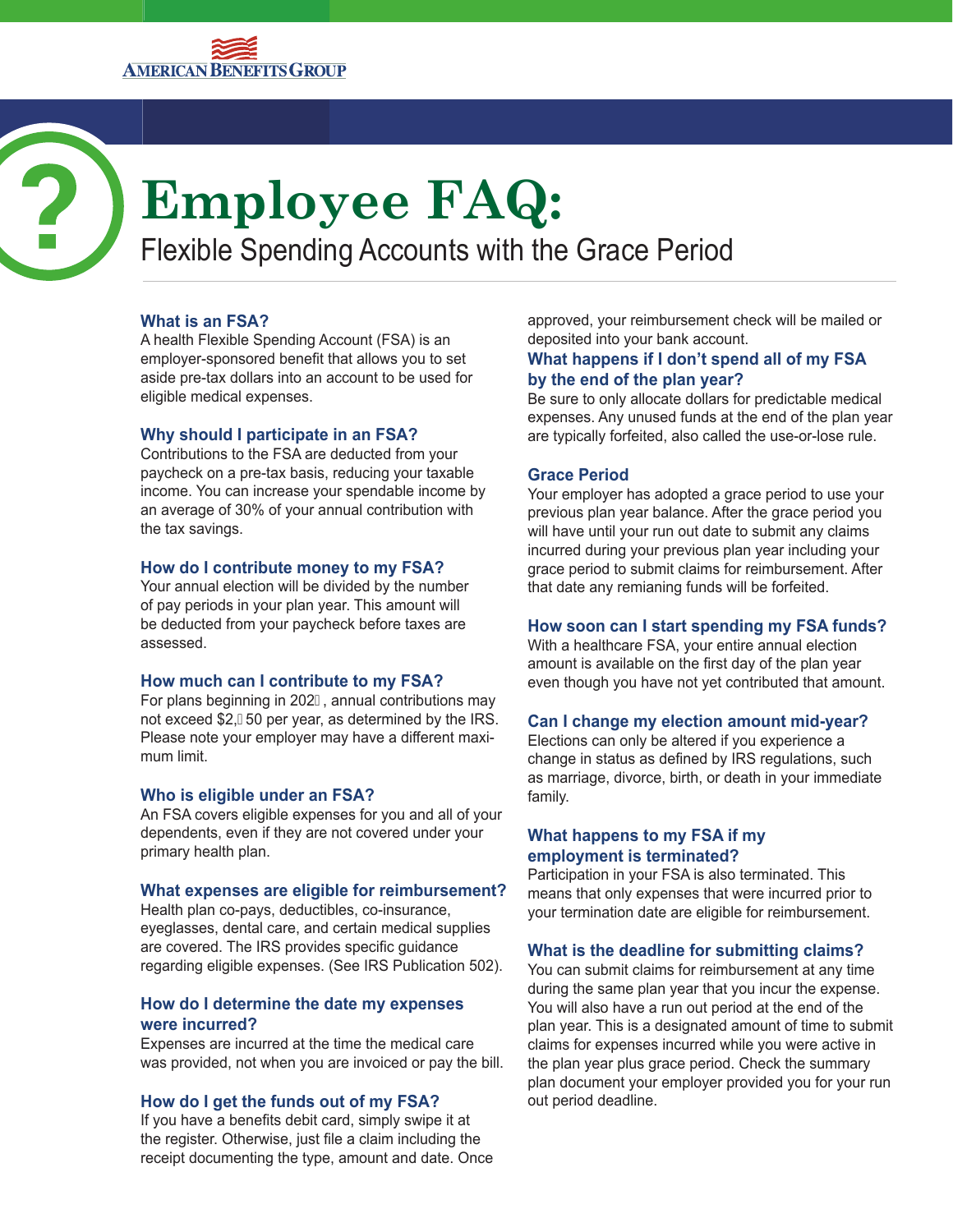AMERICAN BENEFITS GROUP

# Employee FAQ:

## Flexible Spending Accounts with the Grace Period

### What is an FSA?

A health Flexible Spending Account (FSA) is an employer-sponsored benefit that allows you to set aside pre-tax dollars into an account to be used for eligible medical expenses.

### Why should I participate in an FSA?

Contributions to the FSA are deducted from your paycheck on a pre-tax basis, reducing your taxable income. You can increase your spendable income by an average of 30% of your annual contribution with the tax savings.

### How do I contribute money to my FSA?

Your annual election will be divided by the number of pay periods in your plan year. This amount will be deducted from your paycheck before taxes are assessed.

### How much can I contribute to my FSA?

For plans beginning in 202 , annual contributions may not exceed $2, 50 per year, as determined by the IRS. Please note your employer may have a different maximum limit.

### Who is eligible under an FSA?

An FSA covers eligible expenses for you and all of your dependents, even if they are not covered under your primary health plan.

### What expenses are eligible for reimbursement?

Health plan co-pays, deductibles, co-insurance, eyeglasses, dental care, and certain medical supplies are covered. The IRS provides specific guidance regarding eligible expenses. (See IRS Publication 502).

### How do I determine the date my expenses were incurred?

Expenses are incurred at the time the medical care was provided, not when you are invoiced or pay the bill.

### How do I get the funds out of my FSA?

If you have a benefits debit card, simply swipe it at the register. Otherwise, just file a claim including the receipt documenting the type, amount and date. Once approved, your reimbursement check will be mailed or deposited into your bank account.

### What happens if I don't spend all of my FSA by the end of the plan year?

Be sure to only allocate dollars for predictable medical expenses. Any unused funds at the end of the plan year are typically forfeited, also called the use-or-lose rule.

### Grace Period

Your employer has adopted a grace period to use your previous plan year balance. After the grace period you will have until your run out date to submit any claims incurred during your previous plan year including your grace period to submit claims for reimbursement. After that date any remianing funds will be forfeited.

### How soon can I start spending my FSA funds?

With a healthcare FSA, your entire annual election amount is available on the first day of the plan year even though you have not yet contributed that amount.

### Can I change my election amount mid-year?

Elections can only be altered if you experience a change in status as defined by IRS regulations, such as marriage, divorce, birth, or death in your immediate family.

### What happens to my FSA if my employment is terminated?

Participation in your FSA is also terminated. This means that only expenses that were incurred prior to your termination date are eligible for reimbursement.

### What is the deadline for submitting claims?

You can submit claims for reimbursement at any time during the same plan year that you incur the expense. You will also have a run out period at the end of the plan year. This is a designated amount of time to submit claims for expenses incurred while you were active in the plan year plus grace period. Check the summary plan document your employer provided you for your run out period deadline.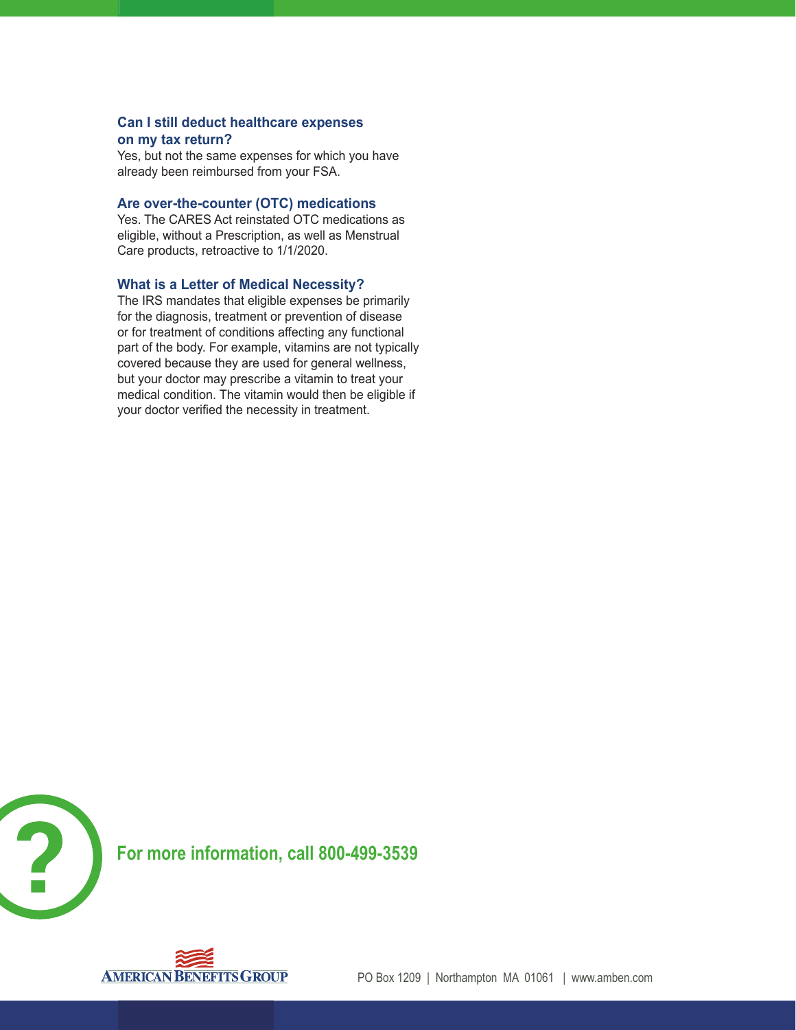### Can I still deduct healthcare expenses on my tax return?

Yes, but not the same expenses for which you have already been reimbursed from your FSA.

### Are over-the-counter (OTC) medications

Yes. The CARES Act reinstated OTC medications as eligible, without a Prescription, as well as Menstrual Care products, retroactive to 1/1/2020.

### What is a Letter of Medical Necessity?

The IRS mandates that eligible expenses be primarily for the diagnosis, treatment or prevention of disease or for treatment of conditions affecting any functional part of the body. For example, vitamins are not typically covered because they are used for general wellness, but your doctor may prescribe a vitamin to treat your medical condition. The vitamin would then be eligible if your doctor verified the necessity in treatment.

## For more information, call 800-499-3539

AMERICAN BENEFITS GROUP

PO Box 1209 | Northampton MA 01061 | www.amben.com